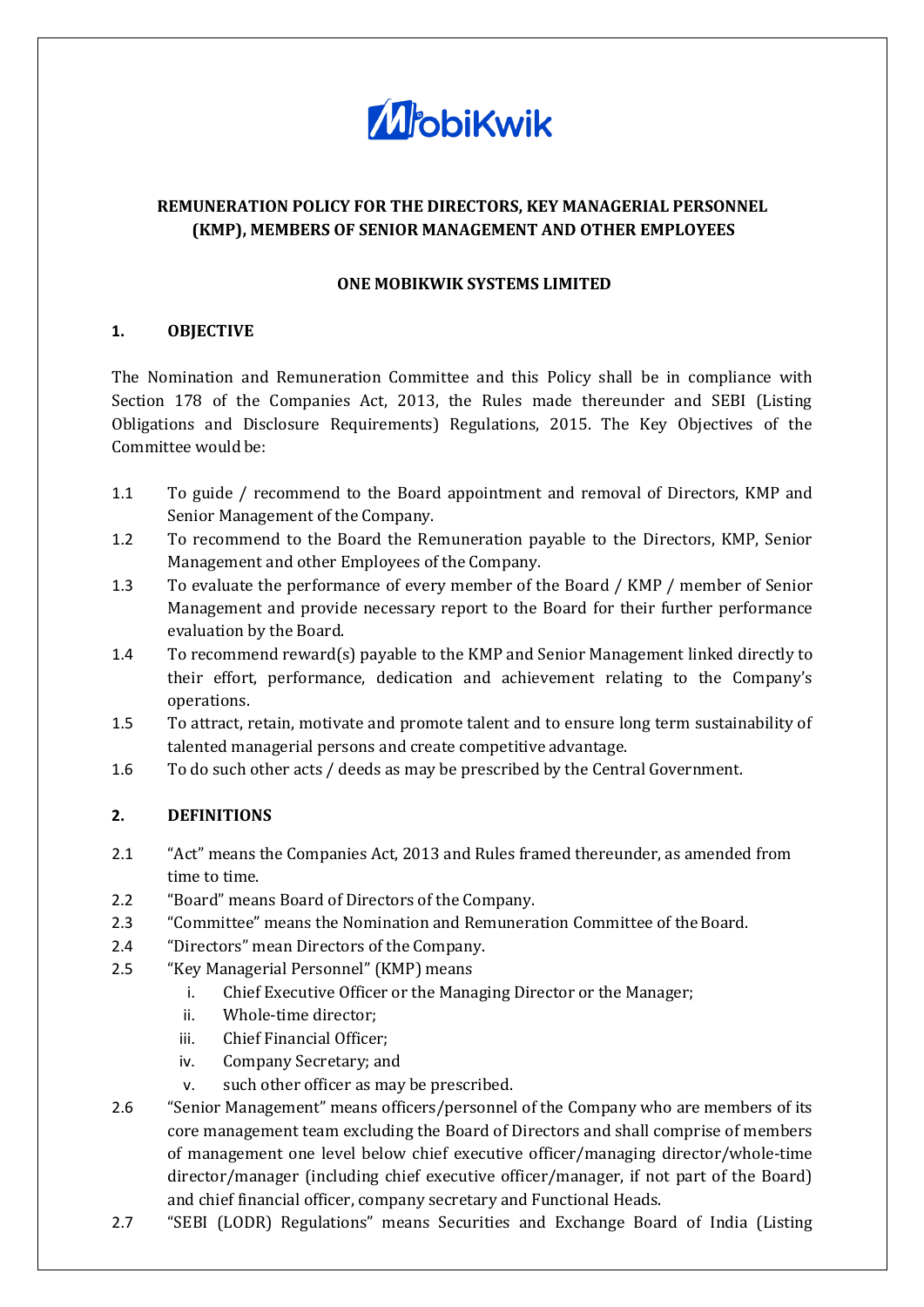**REMUNERATION POLICY FOR THE DIRECTORS, KEY MANAGERIAL PERSONNEL (KMP), MEMBERS OF SENIOR MANAGEMENT AND OTHER EMPLOYEES**

**ONE MOBIKWIK SYSTEMS LIMITED**

## 1. OBJECTIVE

The Nomination and Remuneration Committee and this Policy shall be in compliance with Section 178 of the Companies Act, 2013, the Rules made thereunder and SEBI (Listing Obligations and Disclosure Requirements) Regulations, 2015. The Key Objectives of the Committee would be:

1.1 To guide / recommend to the Board appointment and removal of Directors, KMP and Senior Management of the Company.

1.2 To recommend to the Board the Remuneration payable to the Directors, KMP, Senior Management and other Employees of the Company.

1.3 To evaluate the performance of every member of the Board / KMP / member of Senior Management and provide necessary report to the Board for their further performance evaluation by the Board.

1.4 To recommend reward(s) payable to the KMP and Senior Management linked directly to their effort, performance, dedication and achievement relating to the Company's operations.

1.5 To attract, retain, motivate and promote talent and to ensure long term sustainability of talented managerial persons and create competitive advantage.

1.6 To do such other acts / deeds as may be prescribed by the Central Government.

## 2. DEFINITIONS

2.1 "Act" means the Companies Act, 2013 and Rules framed thereunder, as amended from time to time.

2.2 "Board" means Board of Directors of the Company.

2.3 "Committee" means the Nomination and Remuneration Committee of the Board.

2.4 "Directors" mean Directors of the Company.

2.5 "Key Managerial Personnel" (KMP) means

  i. Chief Executive Officer or the Managing Director or the Manager;
  ii. Whole-time director;
  iii. Chief Financial Officer;
  iv. Company Secretary; and
  v. such other officer as may be prescribed.

2.6 "Senior Management" means officers/personnel of the Company who are members of its core management team excluding the Board of Directors and shall comprise of members of management one level below chief executive officer/managing director/whole-time director/manager (including chief executive officer/manager, if not part of the Board) and chief financial officer, company secretary and Functional Heads.

2.7 "SEBI (LODR) Regulations" means Securities and Exchange Board of India (Listing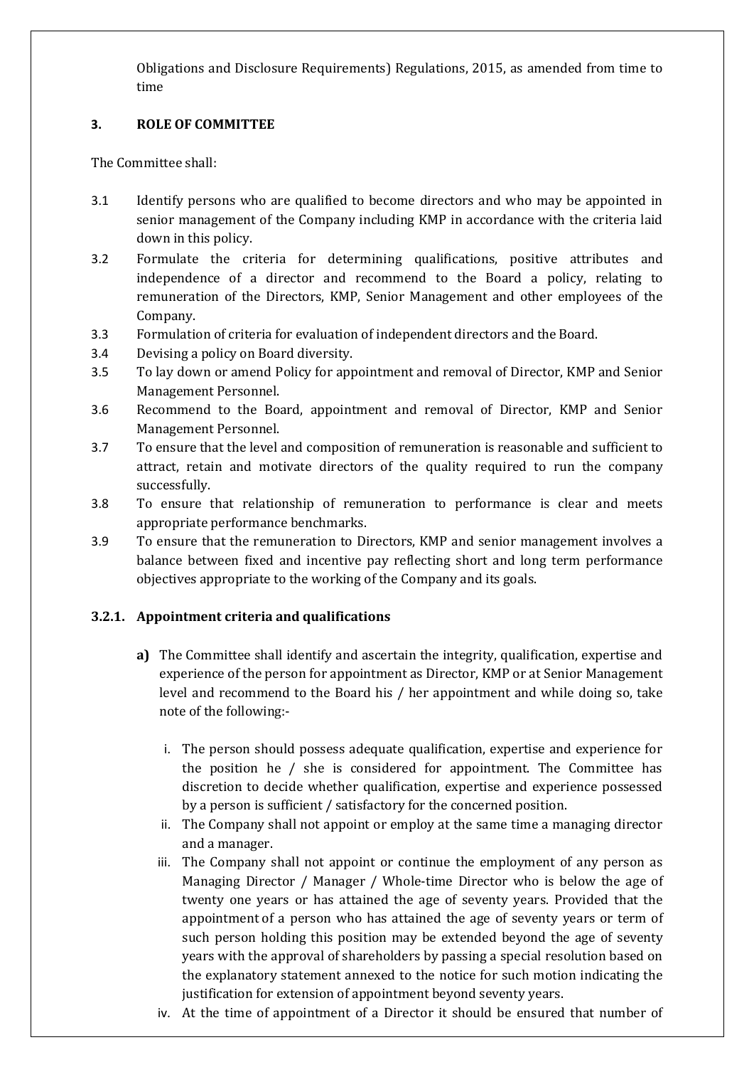Obligations and Disclosure Requirements) Regulations, 2015, as amended from time to time

### 3. ROLE OF COMMITTEE

The Committee shall:

3.1 Identify persons who are qualified to become directors and who may be appointed in senior management of the Company including KMP in accordance with the criteria laid down in this policy.

3.2 Formulate the criteria for determining qualifications, positive attributes and independence of a director and recommend to the Board a policy, relating to remuneration of the Directors, KMP, Senior Management and other employees of the Company.

3.3 Formulation of criteria for evaluation of independent directors and the Board.

3.4 Devising a policy on Board diversity.

3.5 To lay down or amend Policy for appointment and removal of Director, KMP and Senior Management Personnel.

3.6 Recommend to the Board, appointment and removal of Director, KMP and Senior Management Personnel.

3.7 To ensure that the level and composition of remuneration is reasonable and sufficient to attract, retain and motivate directors of the quality required to run the company successfully.

3.8 To ensure that relationship of remuneration to performance is clear and meets appropriate performance benchmarks.

3.9 To ensure that the remuneration to Directors, KMP and senior management involves a balance between fixed and incentive pay reflecting short and long term performance objectives appropriate to the working of the Company and its goals.

#### 3.2.1. Appointment criteria and qualifications

**a)** The Committee shall identify and ascertain the integrity, qualification, expertise and experience of the person for appointment as Director, KMP or at Senior Management level and recommend to the Board his / her appointment and while doing so, take note of the following:-

i. The person should possess adequate qualification, expertise and experience for the position he / she is considered for appointment. The Committee has discretion to decide whether qualification, expertise and experience possessed by a person is sufficient / satisfactory for the concerned position.

ii. The Company shall not appoint or employ at the same time a managing director and a manager.

iii. The Company shall not appoint or continue the employment of any person as Managing Director / Manager / Whole-time Director who is below the age of twenty one years or has attained the age of seventy years. Provided that the appointment of a person who has attained the age of seventy years or term of such person holding this position may be extended beyond the age of seventy years with the approval of shareholders by passing a special resolution based on the explanatory statement annexed to the notice for such motion indicating the justification for extension of appointment beyond seventy years.

iv. At the time of appointment of a Director it should be ensured that number of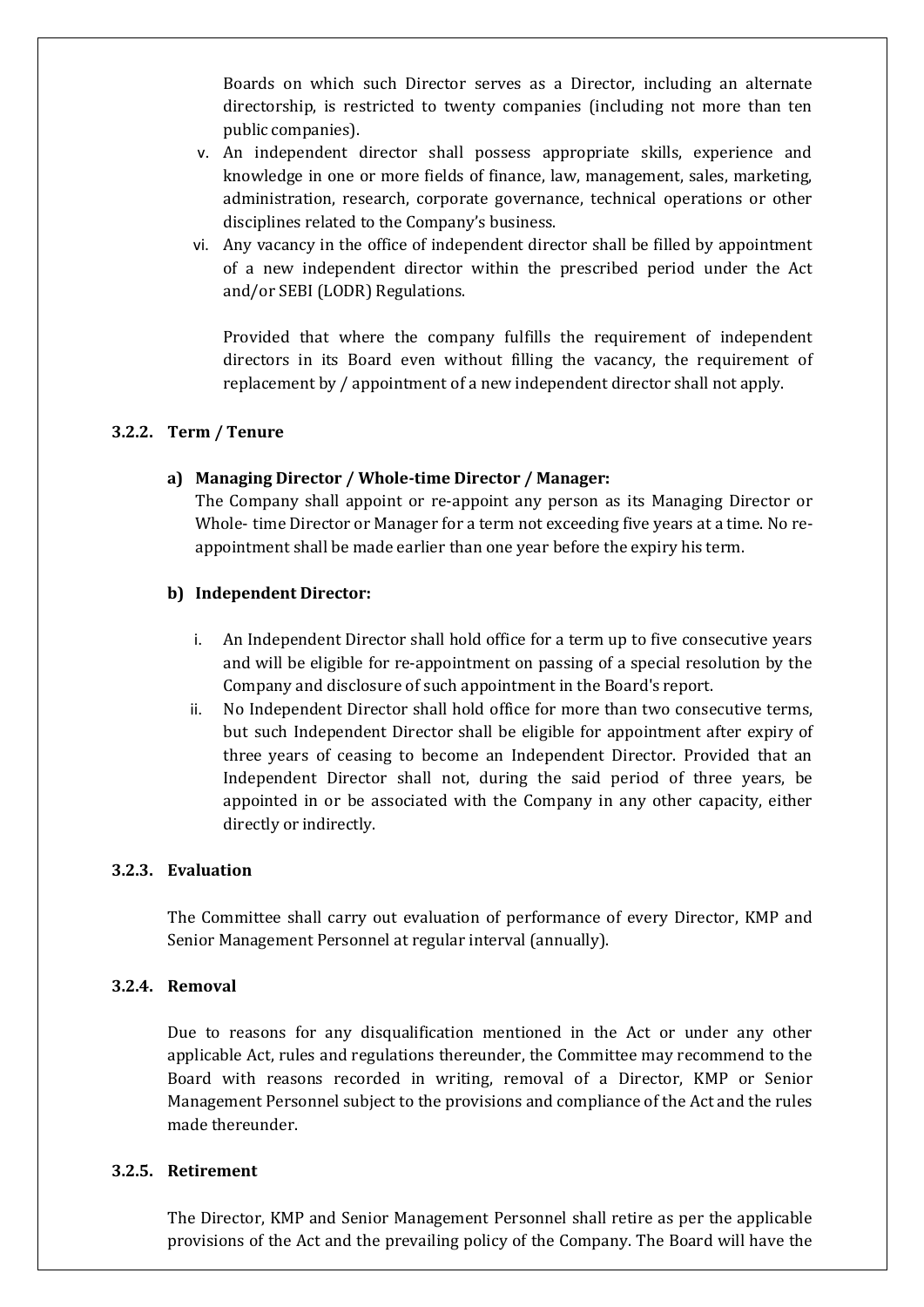Boards on which such Director serves as a Director, including an alternate directorship, is restricted to twenty companies (including not more than ten public companies).

v. An independent director shall possess appropriate skills, experience and knowledge in one or more fields of finance, law, management, sales, marketing, administration, research, corporate governance, technical operations or other disciplines related to the Company's business.

vi. Any vacancy in the office of independent director shall be filled by appointment of a new independent director within the prescribed period under the Act and/or SEBI (LODR) Regulations.

Provided that where the company fulfills the requirement of independent directors in its Board even without filling the vacancy, the requirement of replacement by / appointment of a new independent director shall not apply.

### 3.2.2. Term / Tenure

**a) Managing Director / Whole-time Director / Manager:**

The Company shall appoint or re-appoint any person as its Managing Director or Whole- time Director or Manager for a term not exceeding five years at a time. No re-appointment shall be made earlier than one year before the expiry his term.

**b) Independent Director:**

i. An Independent Director shall hold office for a term up to five consecutive years and will be eligible for re-appointment on passing of a special resolution by the Company and disclosure of such appointment in the Board's report.

ii. No Independent Director shall hold office for more than two consecutive terms, but such Independent Director shall be eligible for appointment after expiry of three years of ceasing to become an Independent Director. Provided that an Independent Director shall not, during the said period of three years, be appointed in or be associated with the Company in any other capacity, either directly or indirectly.

### 3.2.3. Evaluation

The Committee shall carry out evaluation of performance of every Director, KMP and Senior Management Personnel at regular interval (annually).

### 3.2.4. Removal

Due to reasons for any disqualification mentioned in the Act or under any other applicable Act, rules and regulations thereunder, the Committee may recommend to the Board with reasons recorded in writing, removal of a Director, KMP or Senior Management Personnel subject to the provisions and compliance of the Act and the rules made thereunder.

### 3.2.5. Retirement

The Director, KMP and Senior Management Personnel shall retire as per the applicable provisions of the Act and the prevailing policy of the Company. The Board will have the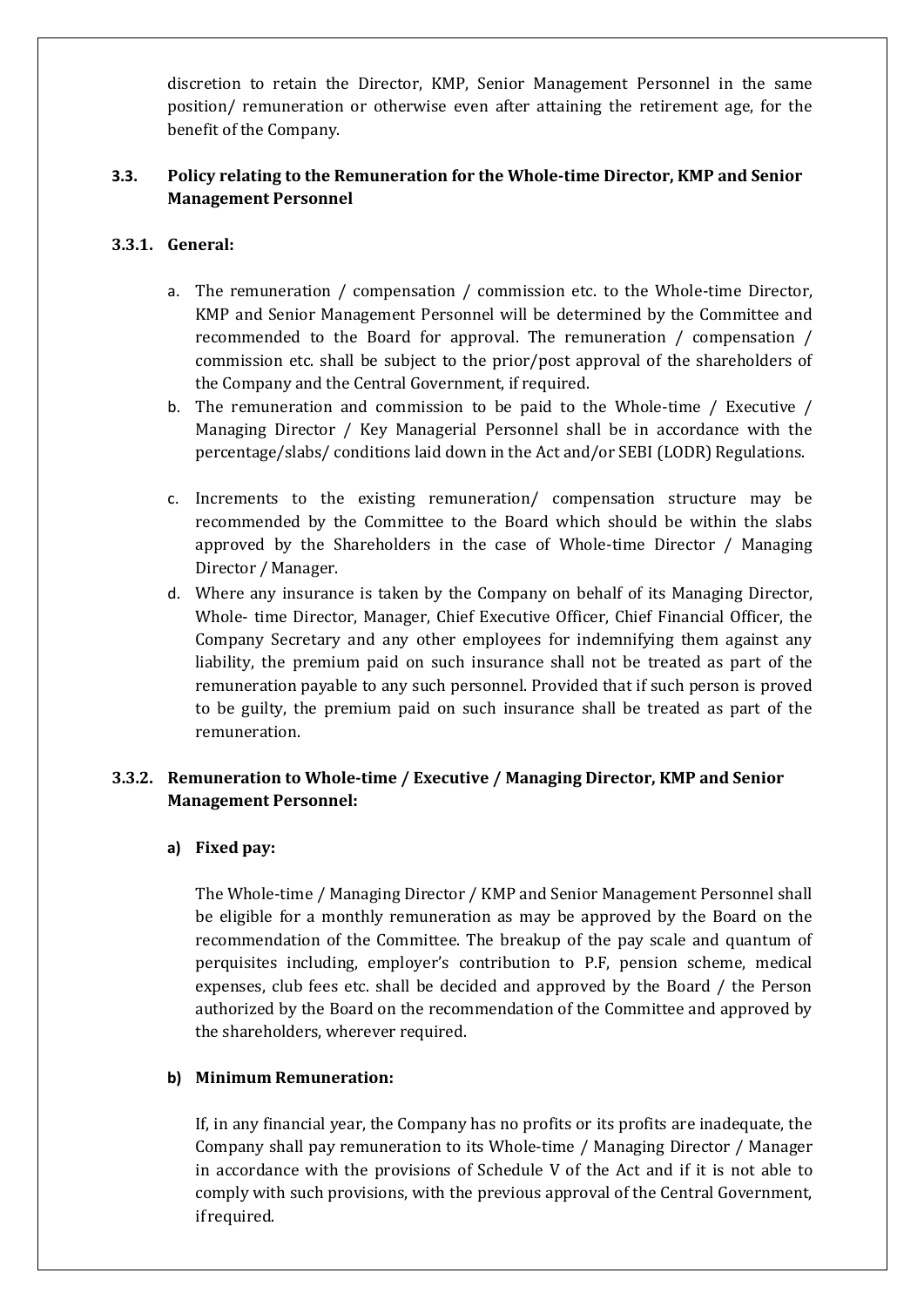discretion to retain the Director, KMP, Senior Management Personnel in the same position/ remuneration or otherwise even after attaining the retirement age, for the benefit of the Company.

### 3.3. Policy relating to the Remuneration for the Whole-time Director, KMP and Senior Management Personnel

#### 3.3.1. General:

a. The remuneration / compensation / commission etc. to the Whole-time Director, KMP and Senior Management Personnel will be determined by the Committee and recommended to the Board for approval. The remuneration / compensation / commission etc. shall be subject to the prior/post approval of the shareholders of the Company and the Central Government, if required.

b. The remuneration and commission to be paid to the Whole-time / Executive / Managing Director / Key Managerial Personnel shall be in accordance with the percentage/slabs/ conditions laid down in the Act and/or SEBI (LODR) Regulations.

c. Increments to the existing remuneration/ compensation structure may be recommended by the Committee to the Board which should be within the slabs approved by the Shareholders in the case of Whole-time Director / Managing Director / Manager.

d. Where any insurance is taken by the Company on behalf of its Managing Director, Whole- time Director, Manager, Chief Executive Officer, Chief Financial Officer, the Company Secretary and any other employees for indemnifying them against any liability, the premium paid on such insurance shall not be treated as part of the remuneration payable to any such personnel. Provided that if such person is proved to be guilty, the premium paid on such insurance shall be treated as part of the remuneration.

#### 3.3.2. Remuneration to Whole-time / Executive / Managing Director, KMP and Senior Management Personnel:

**a) Fixed pay:**

The Whole-time / Managing Director / KMP and Senior Management Personnel shall be eligible for a monthly remuneration as may be approved by the Board on the recommendation of the Committee. The breakup of the pay scale and quantum of perquisites including, employer's contribution to P.F, pension scheme, medical expenses, club fees etc. shall be decided and approved by the Board / the Person authorized by the Board on the recommendation of the Committee and approved by the shareholders, wherever required.

**b) Minimum Remuneration:**

If, in any financial year, the Company has no profits or its profits are inadequate, the Company shall pay remuneration to its Whole-time / Managing Director / Manager in accordance with the provisions of Schedule V of the Act and if it is not able to comply with such provisions, with the previous approval of the Central Government, if required.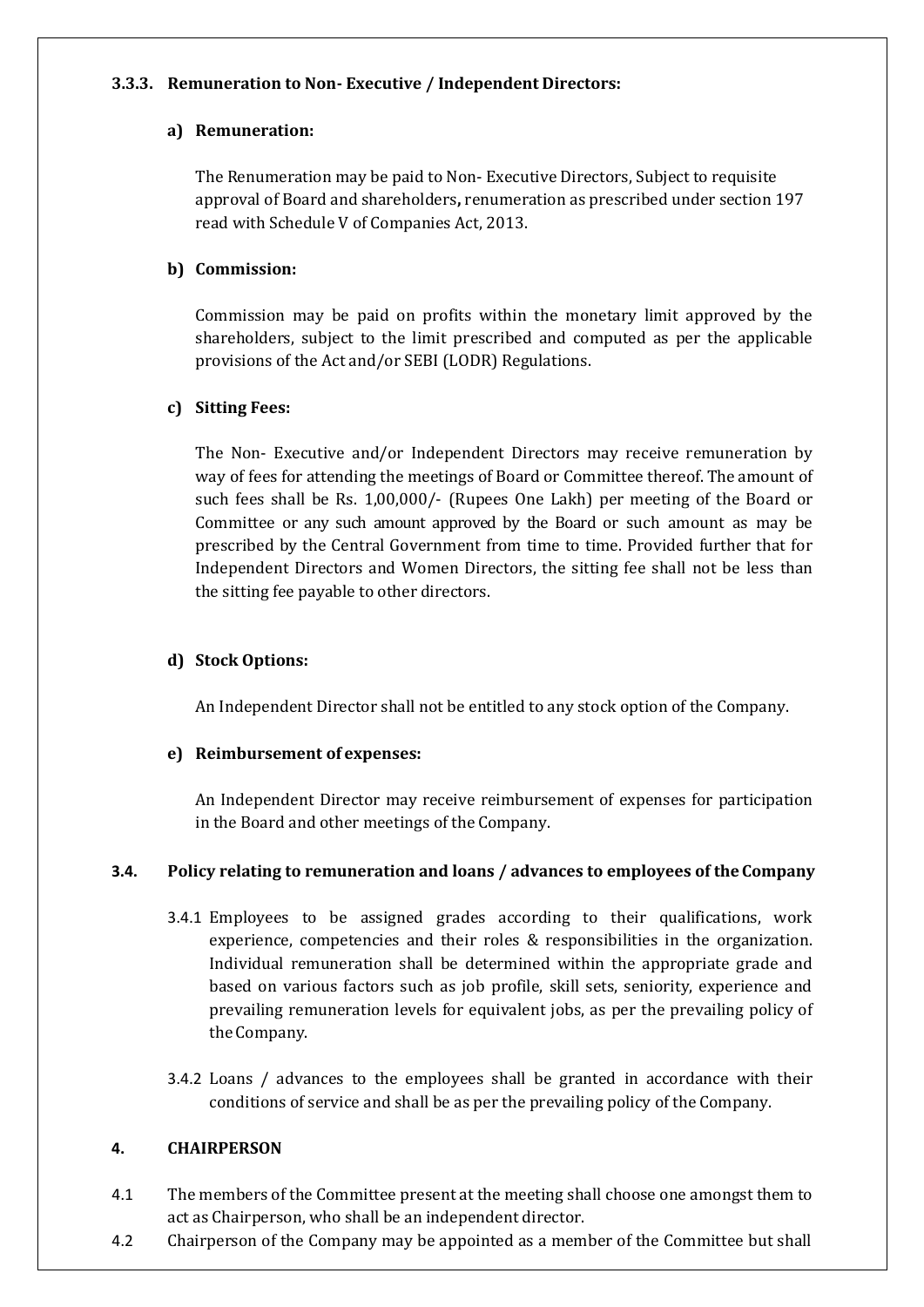### 3.3.3. Remuneration to Non- Executive / Independent Directors:

**a) Remuneration:**

The Renumeration may be paid to Non- Executive Directors, Subject to requisite approval of Board and shareholders**,** renumeration as prescribed under section 197 read with Schedule V of Companies Act, 2013.

**b) Commission:**

Commission may be paid on profits within the monetary limit approved by the shareholders, subject to the limit prescribed and computed as per the applicable provisions of the Act and/or SEBI (LODR) Regulations.

**c) Sitting Fees:**

The Non- Executive and/or Independent Directors may receive remuneration by way of fees for attending the meetings of Board or Committee thereof. The amount of such fees shall be Rs. 1,00,000/- (Rupees One Lakh) per meeting of the Board or Committee or any such amount approved by the Board or such amount as may be prescribed by the Central Government from time to time. Provided further that for Independent Directors and Women Directors, the sitting fee shall not be less than the sitting fee payable to other directors.

**d) Stock Options:**

An Independent Director shall not be entitled to any stock option of the Company.

**e) Reimbursement of expenses:**

An Independent Director may receive reimbursement of expenses for participation in the Board and other meetings of the Company.

### 3.4. Policy relating to remuneration and loans / advances to employees of the Company

3.4.1 Employees to be assigned grades according to their qualifications, work experience, competencies and their roles & responsibilities in the organization. Individual remuneration shall be determined within the appropriate grade and based on various factors such as job profile, skill sets, seniority, experience and prevailing remuneration levels for equivalent jobs, as per the prevailing policy of the Company.

3.4.2 Loans / advances to the employees shall be granted in accordance with their conditions of service and shall be as per the prevailing policy of the Company.

## 4. CHAIRPERSON

4.1 The members of the Committee present at the meeting shall choose one amongst them to act as Chairperson, who shall be an independent director.

4.2 Chairperson of the Company may be appointed as a member of the Committee but shall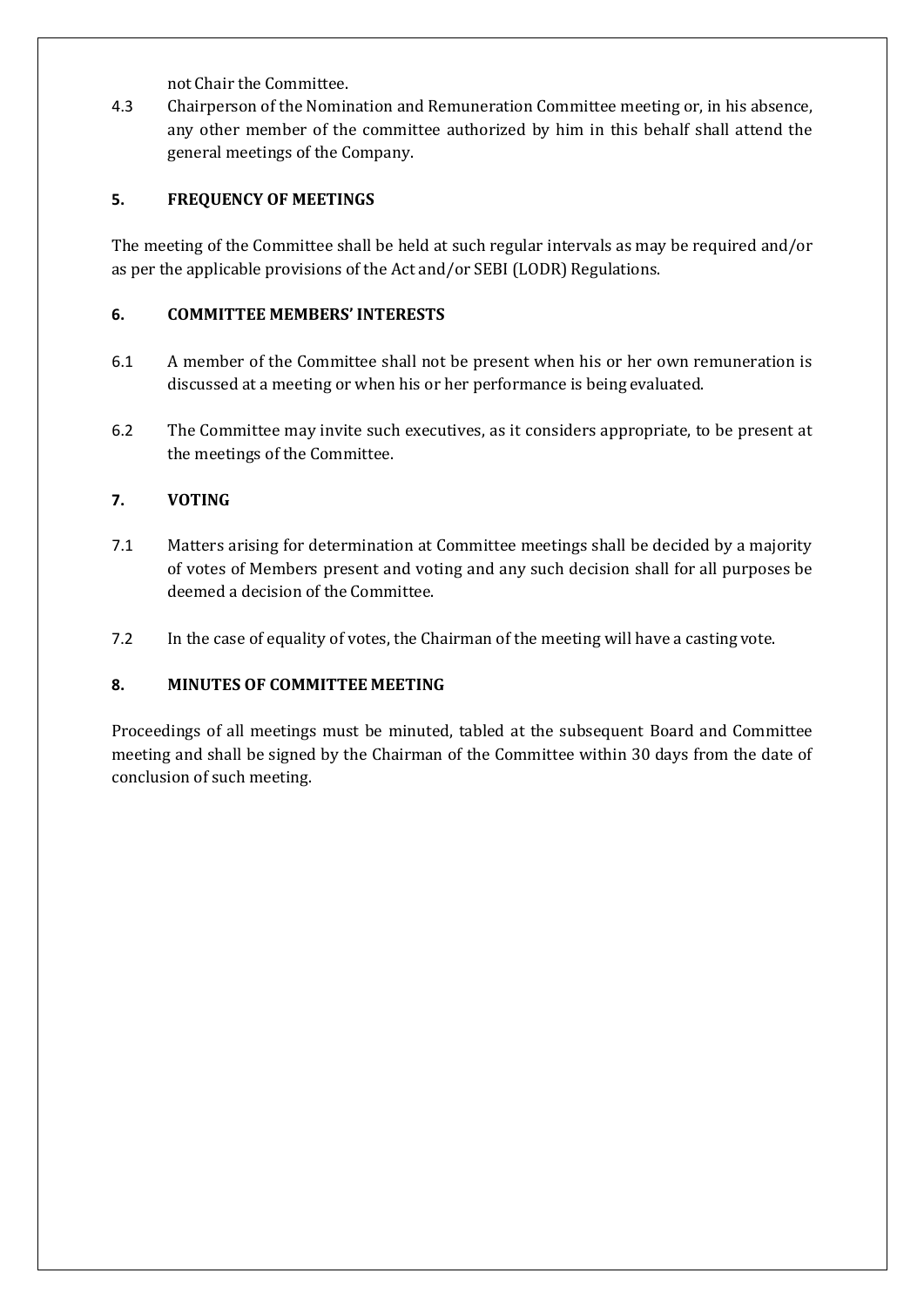not Chair the Committee.

4.3 Chairperson of the Nomination and Remuneration Committee meeting or, in his absence, any other member of the committee authorized by him in this behalf shall attend the general meetings of the Company.

## 5. FREQUENCY OF MEETINGS

The meeting of the Committee shall be held at such regular intervals as may be required and/or as per the applicable provisions of the Act and/or SEBI (LODR) Regulations.

## 6. COMMITTEE MEMBERS' INTERESTS

6.1 A member of the Committee shall not be present when his or her own remuneration is discussed at a meeting or when his or her performance is being evaluated.

6.2 The Committee may invite such executives, as it considers appropriate, to be present at the meetings of the Committee.

## 7. VOTING

7.1 Matters arising for determination at Committee meetings shall be decided by a majority of votes of Members present and voting and any such decision shall for all purposes be deemed a decision of the Committee.

7.2 In the case of equality of votes, the Chairman of the meeting will have a casting vote.

## 8. MINUTES OF COMMITTEE MEETING

Proceedings of all meetings must be minuted, tabled at the subsequent Board and Committee meeting and shall be signed by the Chairman of the Committee within 30 days from the date of conclusion of such meeting.